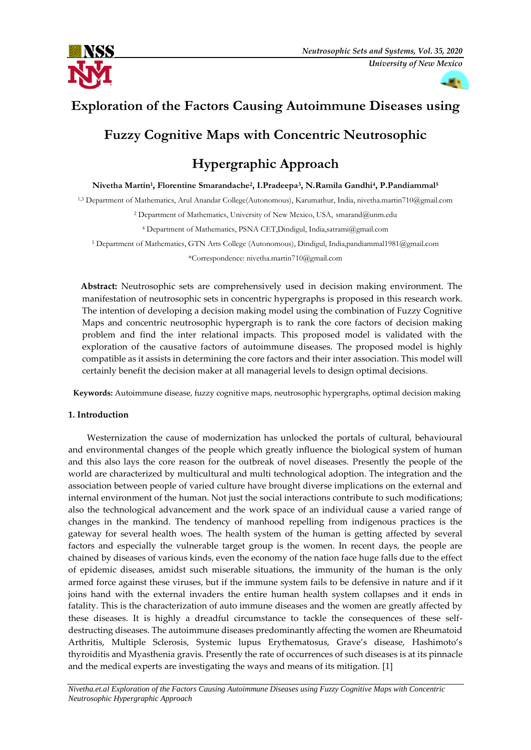# Exploration of the Factors Causing Autoimmune Diseases using Fuzzy Cognitive Maps with Concentric Neutrosophic Hypergraphic Approach

**Nivetha Martin[1], Florentine Smarandache[2], I.Pradeepa[3], N.Ramila Gandhi[4], P.Pandiammal[5]**

[1,3] Department of Mathematics, Arul Anandar College(Autonomous), Karumathur, India, nivetha.martin710@gmail.com

[2] Department of Mathematics, University of New Mexico, USA, smarand@unm.edu

[4] Department of Mathematics, PSNA CET,Dindigul, India,satrami@gmail.com

[5] Department of Mathematics, GTN Arts College (Autonomous), Dindigul, India,pandiammal1981@gmail.com

*Correspondence: nivetha.martin710@gmail.com

**Abstract:** Neutrosophic sets are comprehensively used in decision making environment. The manifestation of neutrosophic sets in concentric hypergraphs is proposed in this research work. The intention of developing a decision making model using the combination of Fuzzy Cognitive Maps and concentric neutrosophic hypergraph is to rank the core factors of decision making problem and find the inter relational impacts. This proposed model is validated with the exploration of the causative factors of autoimmune diseases. The proposed model is highly compatible as it assists in determining the core factors and their inter association. This model will certainly benefit the decision maker at all managerial levels to design optimal decisions.

**Keywords:** Autoimmune disease, fuzzy cognitive maps, neutrosophic hypergraphs, optimal decision making

## 1. Introduction

Westernization the cause of modernization has unlocked the portals of cultural, behavioural and environmental changes of the people which greatly influence the biological system of human and this also lays the core reason for the outbreak of novel diseases. Presently the people of the world are characterized by multicultural and multi technological adoption. The integration and the association between people of varied culture have brought diverse implications on the external and internal environment of the human. Not just the social interactions contribute to such modifications; also the technological advancement and the work space of an individual cause a varied range of changes in the mankind. The tendency of manhood repelling from indigenous practices is the gateway for several health woes. The health system of the human is getting affected by several factors and especially the vulnerable target group is the women. In recent days, the people are chained by diseases of various kinds, even the economy of the nation face huge falls due to the effect of epidemic diseases, amidst such miserable situations, the immunity of the human is the only armed force against these viruses, but if the immune system fails to be defensive in nature and if it joins hand with the external invaders the entire human health system collapses and it ends in fatality. This is the characterization of auto immune diseases and the women are greatly affected by these diseases. It is highly a dreadful circumstance to tackle the consequences of these self-destructing diseases. The autoimmune diseases predominantly affecting the women are Rheumatoid Arthritis, Multiple Sclerosis, Systemic lupus Erythematosus, Grave's disease, Hashimoto's thyroiditis and Myasthenia gravis. Presently the rate of occurrences of such diseases is at its pinnacle and the medical experts are investigating the ways and means of its mitigation. [1]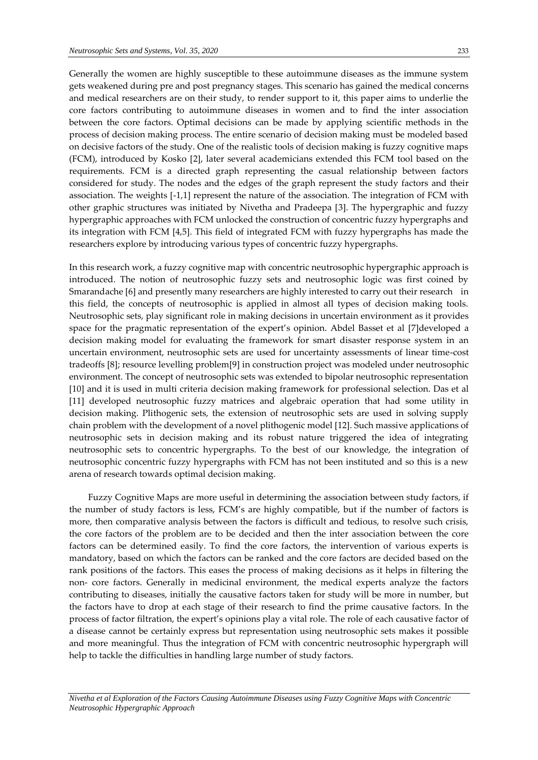Generally the women are highly susceptible to these autoimmune diseases as the immune system gets weakened during pre and post pregnancy stages. This scenario has gained the medical concerns and medical researchers are on their study, to render support to it, this paper aims to underlie the core factors contributing to autoimmune diseases in women and to find the inter association between the core factors. Optimal decisions can be made by applying scientific methods in the process of decision making process. The entire scenario of decision making must be modeled based on decisive factors of the study. One of the realistic tools of decision making is fuzzy cognitive maps (FCM), introduced by Kosko [2], later several academicians extended this FCM tool based on the requirements. FCM is a directed graph representing the casual relationship between factors considered for study. The nodes and the edges of the graph represent the study factors and their association. The weights [-1,1] represent the nature of the association. The integration of FCM with other graphic structures was initiated by Nivetha and Pradeepa [3]. The hypergraphic and fuzzy hypergraphic approaches with FCM unlocked the construction of concentric fuzzy hypergraphs and its integration with FCM [4,5]. This field of integrated FCM with fuzzy hypergraphs has made the researchers explore by introducing various types of concentric fuzzy hypergraphs.

In this research work, a fuzzy cognitive map with concentric neutrosophic hypergraphic approach is introduced. The notion of neutrosophic fuzzy sets and neutrosophic logic was first coined by Smarandache [6] and presently many researchers are highly interested to carry out their research in this field, the concepts of neutrosophic is applied in almost all types of decision making tools. Neutrosophic sets, play significant role in making decisions in uncertain environment as it provides space for the pragmatic representation of the expert's opinion. Abdel Basset et al [7]developed a decision making model for evaluating the framework for smart disaster response system in an uncertain environment, neutrosophic sets are used for uncertainty assessments of linear time-cost tradeoffs [8]; resource levelling problem[9] in construction project was modeled under neutrosophic environment. The concept of neutrosophic sets was extended to bipolar neutrosophic representation [10] and it is used in multi criteria decision making framework for professional selection. Das et al [11] developed neutrosophic fuzzy matrices and algebraic operation that had some utility in decision making. Plithogenic sets, the extension of neutrosophic sets are used in solving supply chain problem with the development of a novel plithogenic model [12]. Such massive applications of neutrosophic sets in decision making and its robust nature triggered the idea of integrating neutrosophic sets to concentric hypergraphs. To the best of our knowledge, the integration of neutrosophic concentric fuzzy hypergraphs with FCM has not been instituted and so this is a new arena of research towards optimal decision making.

Fuzzy Cognitive Maps are more useful in determining the association between study factors, if the number of study factors is less, FCM's are highly compatible, but if the number of factors is more, then comparative analysis between the factors is difficult and tedious, to resolve such crisis, the core factors of the problem are to be decided and then the inter association between the core factors can be determined easily. To find the core factors, the intervention of various experts is mandatory, based on which the factors can be ranked and the core factors are decided based on the rank positions of the factors. This eases the process of making decisions as it helps in filtering the non- core factors. Generally in medicinal environment, the medical experts analyze the factors contributing to diseases, initially the causative factors taken for study will be more in number, but the factors have to drop at each stage of their research to find the prime causative factors. In the process of factor filtration, the expert's opinions play a vital role. The role of each causative factor of a disease cannot be certainly express but representation using neutrosophic sets makes it possible and more meaningful. Thus the integration of FCM with concentric neutrosophic hypergraph will help to tackle the difficulties in handling large number of study factors.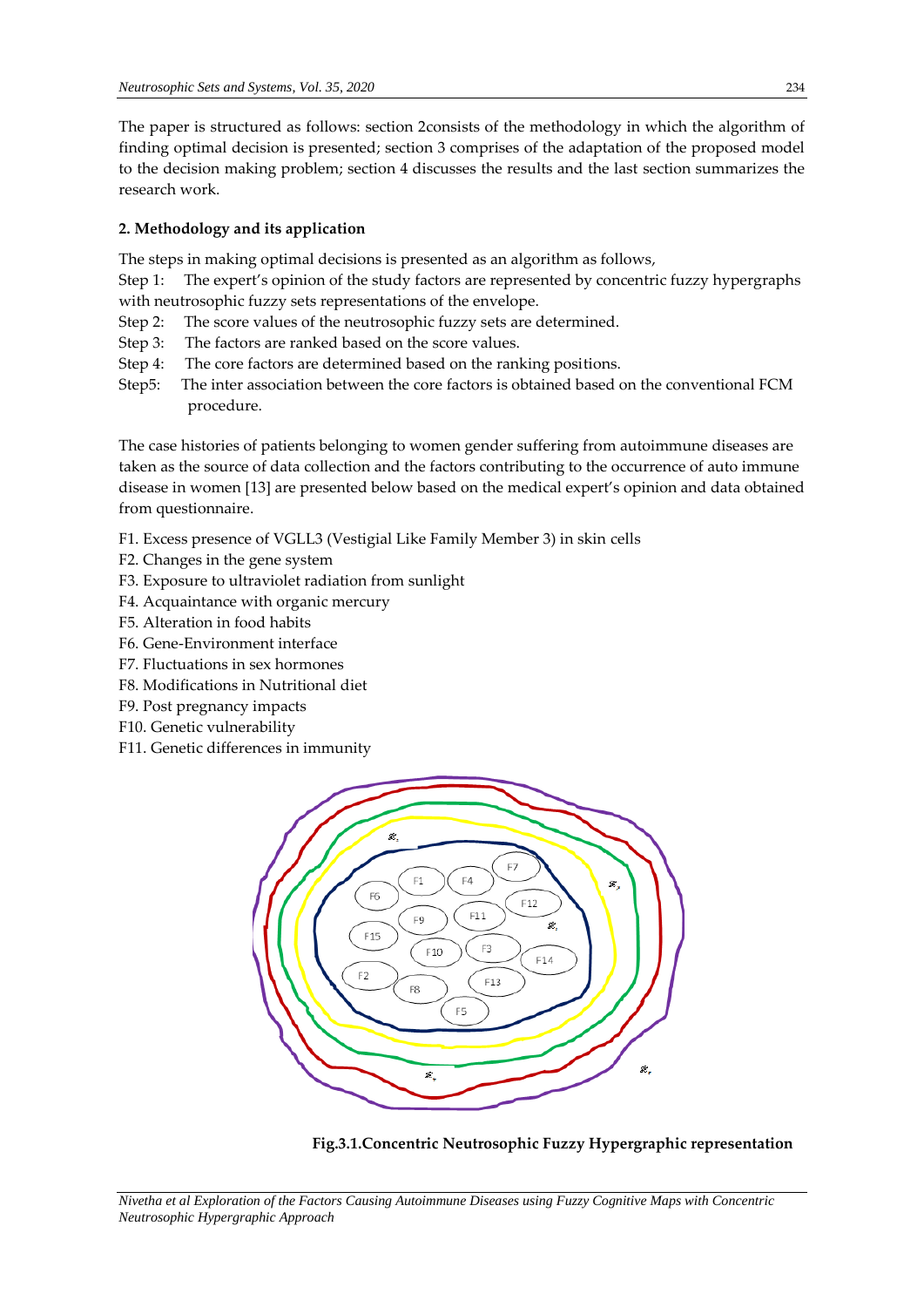The paper is structured as follows: section 2consists of the methodology in which the algorithm of finding optimal decision is presented; section 3 comprises of the adaptation of the proposed model to the decision making problem; section 4 discusses the results and the last section summarizes the research work.

## 2. Methodology and its application

The steps in making optimal decisions is presented as an algorithm as follows,

Step 1: The expert's opinion of the study factors are represented by concentric fuzzy hypergraphs with neutrosophic fuzzy sets representations of the envelope.

Step 2: The score values of the neutrosophic fuzzy sets are determined.

Step 3: The factors are ranked based on the score values.

Step 4: The core factors are determined based on the ranking positions.

Step5: The inter association between the core factors is obtained based on the conventional FCM procedure.

The case histories of patients belonging to women gender suffering from autoimmune diseases are taken as the source of data collection and the factors contributing to the occurrence of auto immune disease in women [13] are presented below based on the medical expert's opinion and data obtained from questionnaire.

F1. Excess presence of VGLL3 (Vestigial Like Family Member 3) in skin cells
F2. Changes in the gene system
F3. Exposure to ultraviolet radiation from sunlight
F4. Acquaintance with organic mercury
F5. Alteration in food habits
F6. Gene-Environment interface
F7. Fluctuations in sex hormones
F8. Modifications in Nutritional diet
F9. Post pregnancy impacts
F10. Genetic vulnerability
F11. Genetic differences in immunity

**Fig.3.1.Concentric Neutrosophic Fuzzy Hypergraphic representation**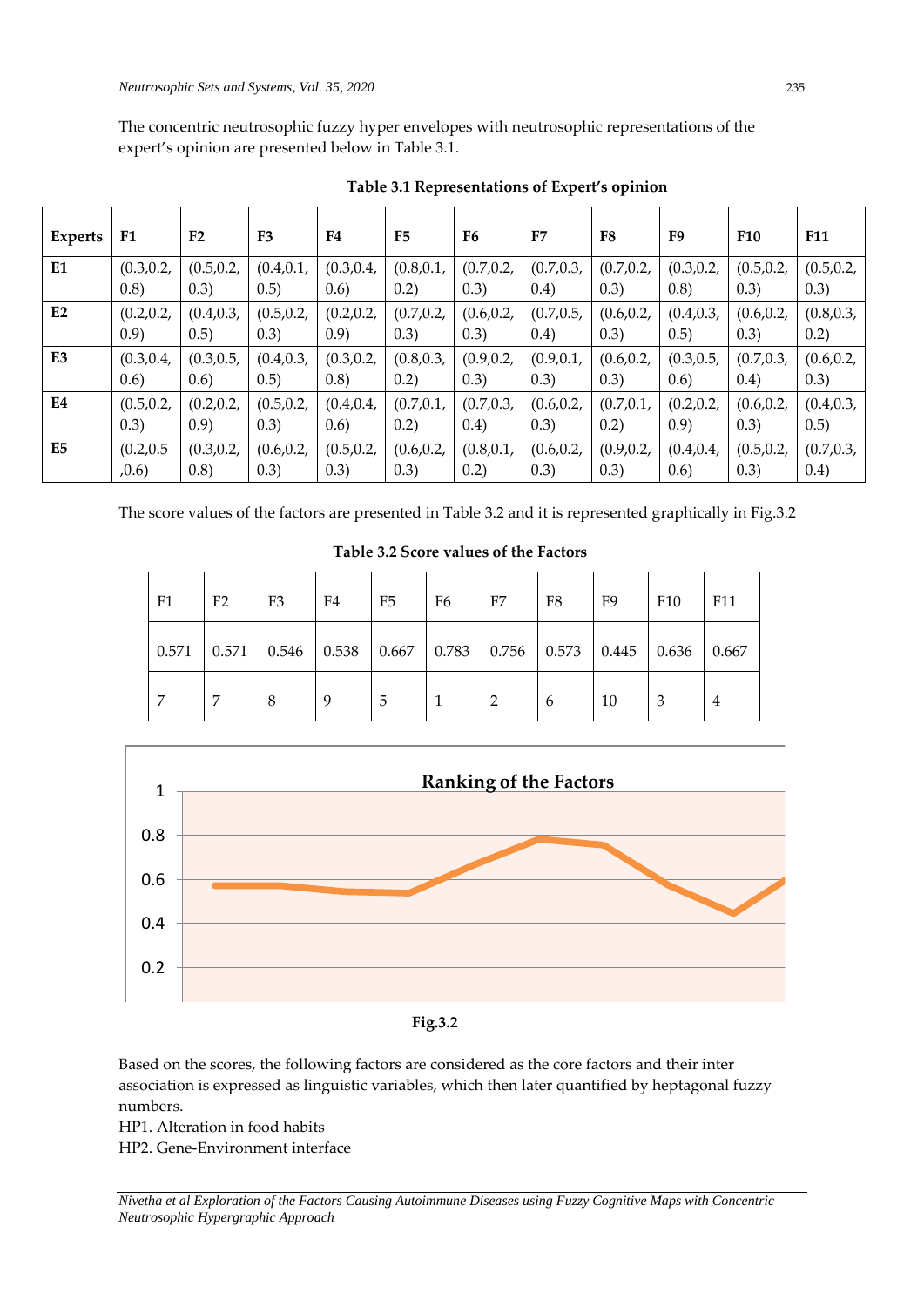The concentric neutrosophic fuzzy hyper envelopes with neutrosophic representations of the expert's opinion are presented below in Table 3.1.

**Table 3.1 Representations of Expert's opinion**

| Experts | F1 | F2 | F3 | F4 | F5 | F6 | F7 | F8 | F9 | F10 | F11 |
|---|---|---|---|---|---|---|---|---|---|---|---|
| **E1** | (0.3,0.2, 0.8) | (0.5,0.2, 0.3) | (0.4,0.1, 0.5) | (0.3,0.4, 0.6) | (0.8,0.1, 0.2) | (0.7,0.2, 0.3) | (0.7,0.3, 0.4) | (0.7,0.2, 0.3) | (0.3,0.2, 0.8) | (0.5,0.2, 0.3) | (0.5,0.2, 0.3) |
| **E2** | (0.2,0.2, 0.9) | (0.4,0.3, 0.5) | (0.5,0.2, 0.3) | (0.2,0.2, 0.9) | (0.7,0.2, 0.3) | (0.6,0.2, 0.3) | (0.7,0.5, 0.4) | (0.6,0.2, 0.3) | (0.4,0.3, 0.5) | (0.6,0.2, 0.3) | (0.8,0.3, 0.2) |
| **E3** | (0.3,0.4, 0.6) | (0.3,0.5, 0.6) | (0.4,0.3, 0.5) | (0.3,0.2, 0.8) | (0.8,0.3, 0.2) | (0.9,0.2, 0.3) | (0.9,0.1, 0.3) | (0.6,0.2, 0.3) | (0.3,0.5, 0.6) | (0.7,0.3, 0.4) | (0.6,0.2, 0.3) |
| **E4** | (0.5,0.2, 0.3) | (0.2,0.2, 0.9) | (0.5,0.2, 0.3) | (0.4,0.4, 0.6) | (0.7,0.1, 0.2) | (0.7,0.3, 0.4) | (0.6,0.2, 0.3) | (0.7,0.1, 0.2) | (0.2,0.2, 0.9) | (0.6,0.2, 0.3) | (0.4,0.3, 0.5) |
| **E5** | (0.2,0.5 ,0.6) | (0.3,0.2, 0.8) | (0.6,0.2, 0.3) | (0.5,0.2, 0.3) | (0.6,0.2, 0.3) | (0.8,0.1, 0.2) | (0.6,0.2, 0.3) | (0.9,0.2, 0.3) | (0.4,0.4, 0.6) | (0.5,0.2, 0.3) | (0.7,0.3, 0.4) |

The score values of the factors are presented in Table 3.2 and it is represented graphically in Fig.3.2

**Table 3.2 Score values of the Factors**

| F1 | F2 | F3 | F4 | F5 | F6 | F7 | F8 | F9 | F10 | F11 |
|---|---|---|---|---|---|---|---|---|---|---|
| 0.571 | 0.571 | 0.546 | 0.538 | 0.667 | 0.783 | 0.756 | 0.573 | 0.445 | 0.636 | 0.667 |
| 7 | 7 | 8 | 9 | 5 | 1 | 2 | 6 | 10 | 3 | 4 |

**Fig.3.2**

Based on the scores, the following factors are considered as the core factors and their inter association is expressed as linguistic variables, which then later quantified by heptagonal fuzzy numbers.

HP1. Alteration in food habits

HP2. Gene-Environment interface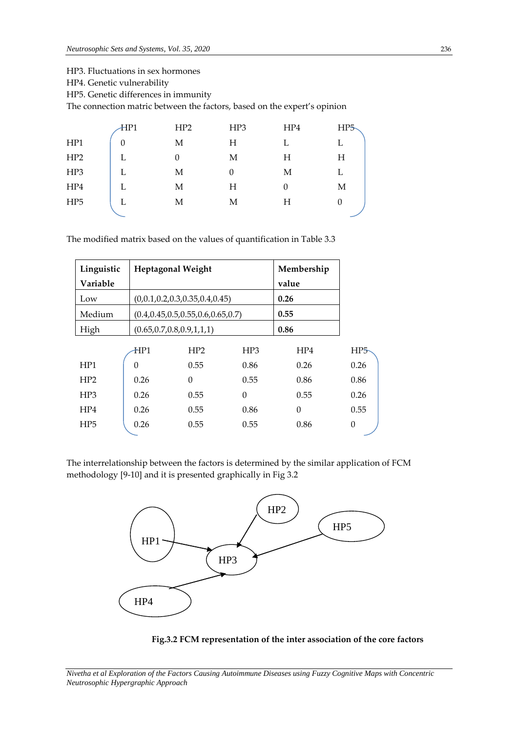HP3. Fluctuations in sex hormones

HP4. Genetic vulnerability

HP5. Genetic differences in immunity

The connection matric between the factors, based on the expert's opinion

|  | HP1 | HP2 | HP3 | HP4 | HP5 |
|---|---|---|---|---|---|
| HP1 | 0 | M | H | L | L |
| HP2 | L | 0 | M | H | H |
| HP3 | L | M | 0 | M | L |
| HP4 | L | M | H | 0 | M |
| HP5 | L | M | M | H | 0 |

The modified matrix based on the values of quantification in Table 3.3

| Linguistic Variable | Heptagonal Weight | Membership value |
|---|---|---|
| Low | (0,0.1,0.2,0.3,0.35,0.4,0.45) | **0.26** |
| Medium | (0.4,0.45,0.5,0.55,0.6,0.65,0.7) | **0.55** |
| High | (0.65,0.7,0.8,0.9,1,1,1) | **0.86** |

|  | HP1 | HP2 | HP3 | HP4 | HP5 |
|---|---|---|---|---|---|
| HP1 | 0 | 0.55 | 0.86 | 0.26 | 0.26 |
| HP2 | 0.26 | 0 | 0.55 | 0.86 | 0.86 |
| HP3 | 0.26 | 0.55 | 0 | 0.55 | 0.26 |
| HP4 | 0.26 | 0.55 | 0.86 | 0 | 0.55 |
| HP5 | 0.26 | 0.55 | 0.55 | 0.86 | 0 |

The interrelationship between the factors is determined by the similar application of FCM methodology [9-10] and it is presented graphically in Fig 3.2

**Fig.3.2 FCM representation of the inter association of the core factors**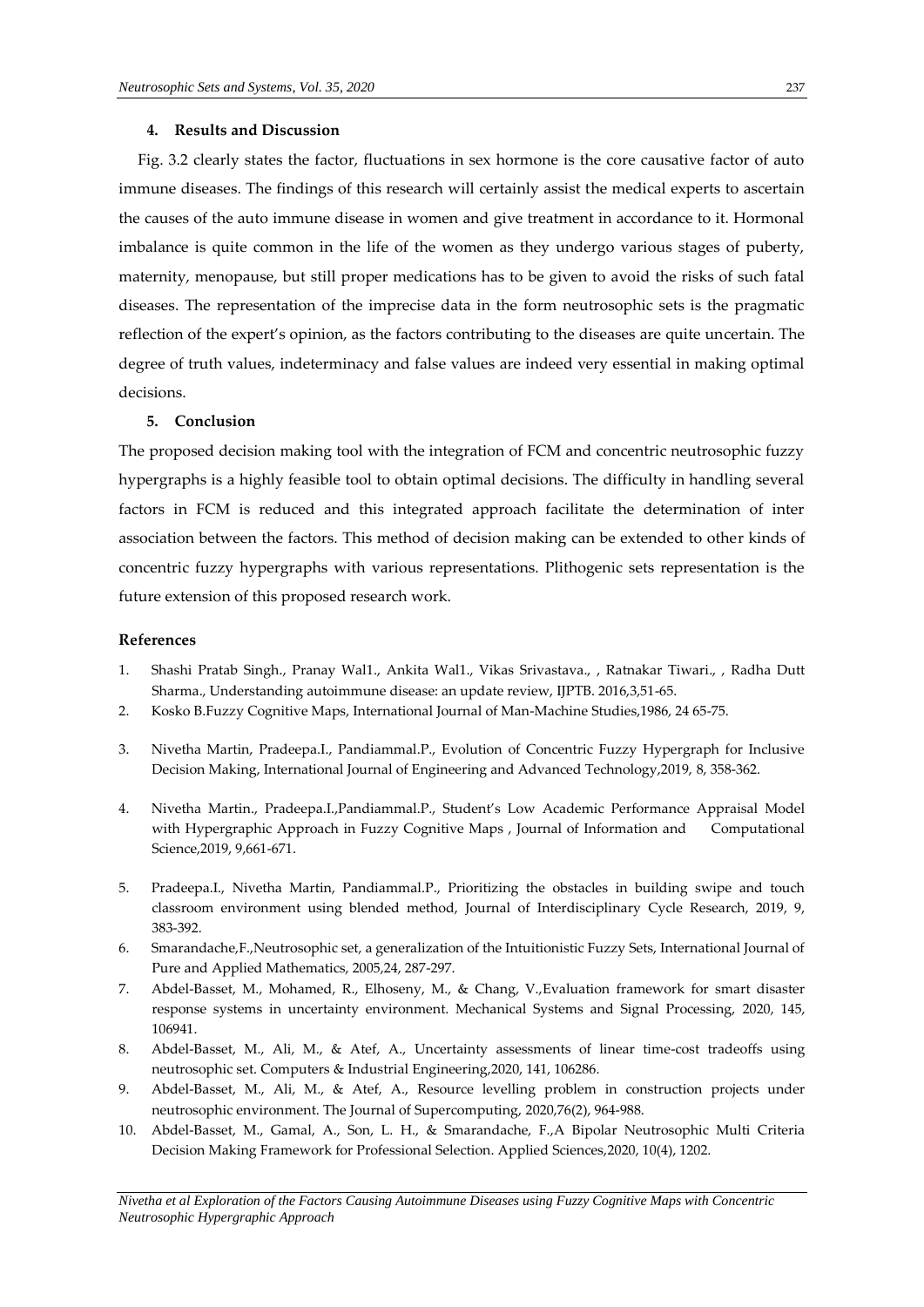## 4. Results and Discussion

Fig. 3.2 clearly states the factor, fluctuations in sex hormone is the core causative factor of auto immune diseases. The findings of this research will certainly assist the medical experts to ascertain the causes of the auto immune disease in women and give treatment in accordance to it. Hormonal imbalance is quite common in the life of the women as they undergo various stages of puberty, maternity, menopause, but still proper medications has to be given to avoid the risks of such fatal diseases. The representation of the imprecise data in the form neutrosophic sets is the pragmatic reflection of the expert's opinion, as the factors contributing to the diseases are quite uncertain. The degree of truth values, indeterminacy and false values are indeed very essential in making optimal decisions.

## 5. Conclusion

The proposed decision making tool with the integration of FCM and concentric neutrosophic fuzzy hypergraphs is a highly feasible tool to obtain optimal decisions. The difficulty in handling several factors in FCM is reduced and this integrated approach facilitate the determination of inter association between the factors. This method of decision making can be extended to other kinds of concentric fuzzy hypergraphs with various representations. Plithogenic sets representation is the future extension of this proposed research work.

## References

1. Shashi Pratab Singh., Pranay Wal1., Ankita Wal1., Vikas Srivastava., , Ratnakar Tiwari., , Radha Dutt Sharma., Understanding autoimmune disease: an update review, IJPTB. 2016,3,51-65.
2. Kosko B.Fuzzy Cognitive Maps, International Journal of Man-Machine Studies,1986, 24 65-75.
3. Nivetha Martin, Pradeepa.I., Pandiammal.P., Evolution of Concentric Fuzzy Hypergraph for Inclusive Decision Making, International Journal of Engineering and Advanced Technology,2019, 8, 358-362.
4. Nivetha Martin., Pradeepa.I.,Pandiammal.P., Student's Low Academic Performance Appraisal Model with Hypergraphic Approach in Fuzzy Cognitive Maps , Journal of Information and Computational Science,2019, 9,661-671.
5. Pradeepa.I., Nivetha Martin, Pandiammal.P., Prioritizing the obstacles in building swipe and touch classroom environment using blended method, Journal of Interdisciplinary Cycle Research, 2019, 9, 383-392.
6. Smarandache,F.,Neutrosophic set, a generalization of the Intuitionistic Fuzzy Sets, International Journal of Pure and Applied Mathematics, 2005,24, 287-297.
7. Abdel-Basset, M., Mohamed, R., Elhoseny, M., & Chang, V.,Evaluation framework for smart disaster response systems in uncertainty environment. Mechanical Systems and Signal Processing, 2020, 145, 106941.
8. Abdel-Basset, M., Ali, M., & Atef, A., Uncertainty assessments of linear time-cost tradeoffs using neutrosophic set. Computers & Industrial Engineering,2020, 141, 106286.
9. Abdel-Basset, M., Ali, M., & Atef, A., Resource levelling problem in construction projects under neutrosophic environment. The Journal of Supercomputing, 2020,76(2), 964-988.
10. Abdel-Basset, M., Gamal, A., Son, L. H., & Smarandache, F.,A Bipolar Neutrosophic Multi Criteria Decision Making Framework for Professional Selection. Applied Sciences,2020, 10(4), 1202.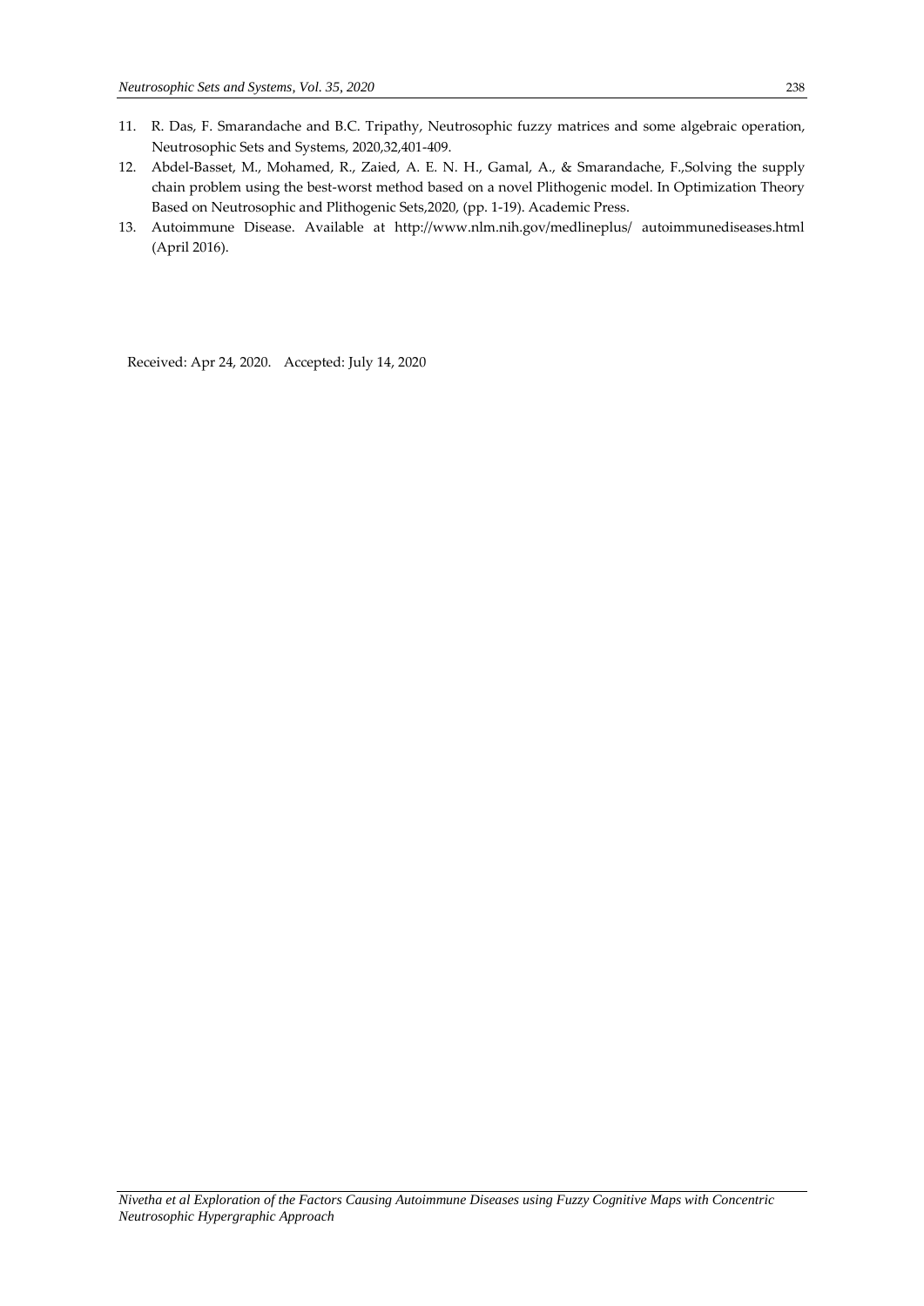11. R. Das, F. Smarandache and B.C. Tripathy, Neutrosophic fuzzy matrices and some algebraic operation, Neutrosophic Sets and Systems, 2020,32,401-409.
12. Abdel-Basset, M., Mohamed, R., Zaied, A. E. N. H., Gamal, A., & Smarandache, F.,Solving the supply chain problem using the best-worst method based on a novel Plithogenic model. In Optimization Theory Based on Neutrosophic and Plithogenic Sets,2020, (pp. 1-19). Academic Press.
13. Autoimmune Disease. Available at http://www.nlm.nih.gov/medlineplus/ autoimmunediseases.html (April 2016).

Received: Apr 24, 2020. Accepted: July 14, 2020